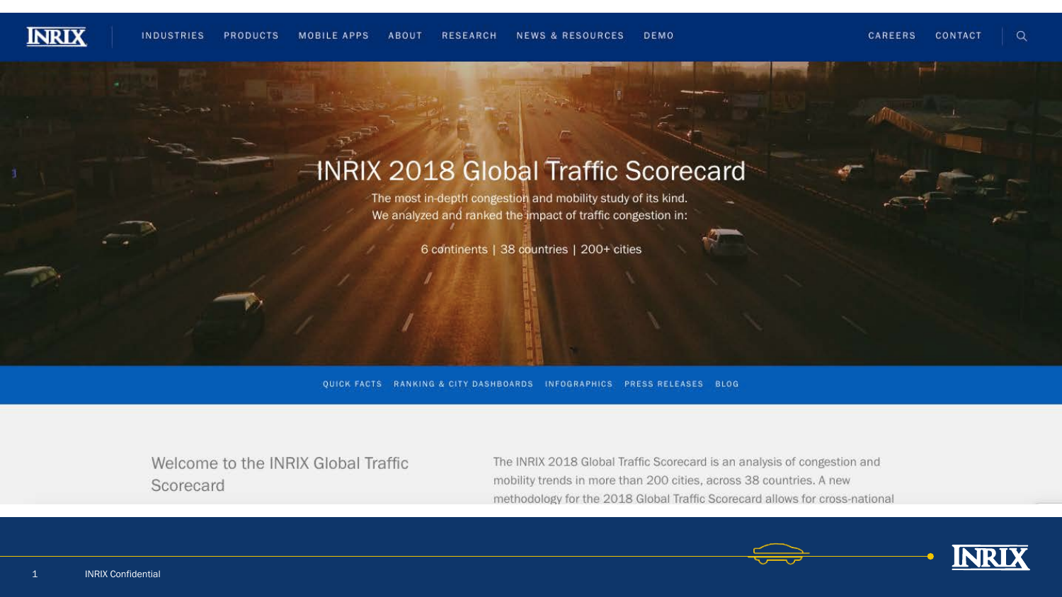INDUSTRIES PRODUCTS MOBILE APPS ABOUT RESEARCH NEWS & RESOURCES DEMO CAREERS CONTACT

# INRIX 2018 Global Traffic Scorecard

The most in-depth congestion and mobility study of its kind.
We analyzed and ranked the impact of traffic congestion in:

6 continents | 38 countries | 200+ cities

QUICK FACTS RANKING & CITY DASHBOARDS INFOGRAPHICS PRESS RELEASES BLOG

## Welcome to the INRIX Global Traffic Scorecard

The INRIX 2018 Global Traffic Scorecard is an analysis of congestion and mobility trends in more than 200 cities, across 38 countries. A new methodology for the 2018 Global Traffic Scorecard allows for cross-national

INRIX Confidential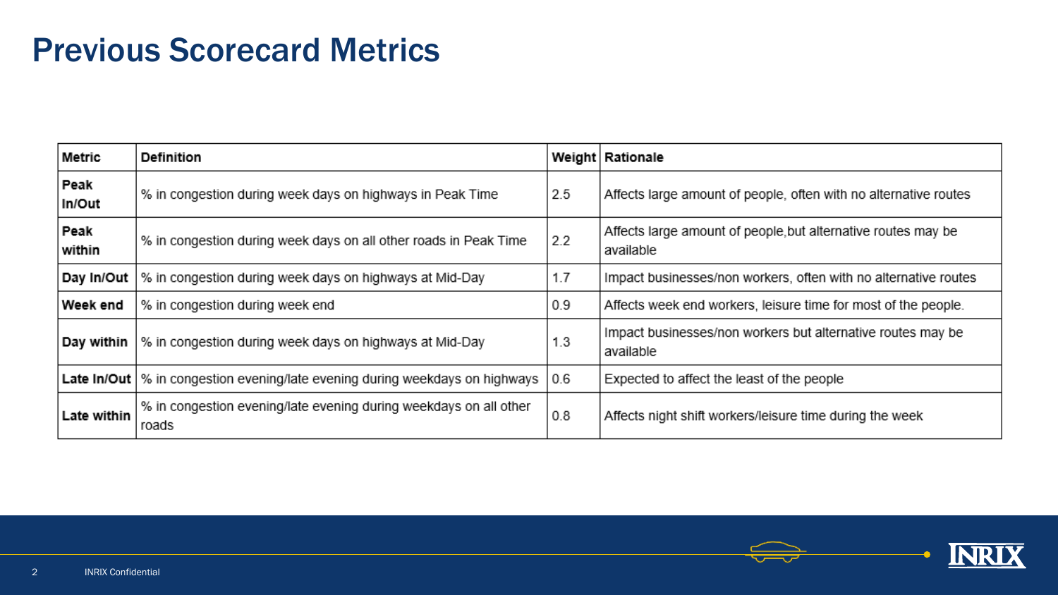# Previous Scorecard Metrics

| Metric | Definition | Weight | Rationale |
|---|---|---|---|
| Peak In/Out | % in congestion during week days on highways in Peak Time | 2.5 | Affects large amount of people, often with no alternative routes |
| Peak within | % in congestion during week days on all other roads in Peak Time | 2.2 | Affects large amount of people,but alternative routes may be available |
| Day In/Out | % in congestion during week days on highways at Mid-Day | 1.7 | Impact businesses/non workers, often with no alternative routes |
| Week end | % in congestion during week end | 0.9 | Affects week end workers, leisure time for most of the people. |
| Day within | % in congestion during week days on highways at Mid-Day | 1.3 | Impact businesses/non workers but alternative routes may be available |
| Late In/Out | % in congestion evening/late evening during weekdays on highways | 0.6 | Expected to affect the least of the people |
| Late within | % in congestion evening/late evening during weekdays on all other roads | 0.8 | Affects night shift workers/leisure time during the week |

INRIX Confidential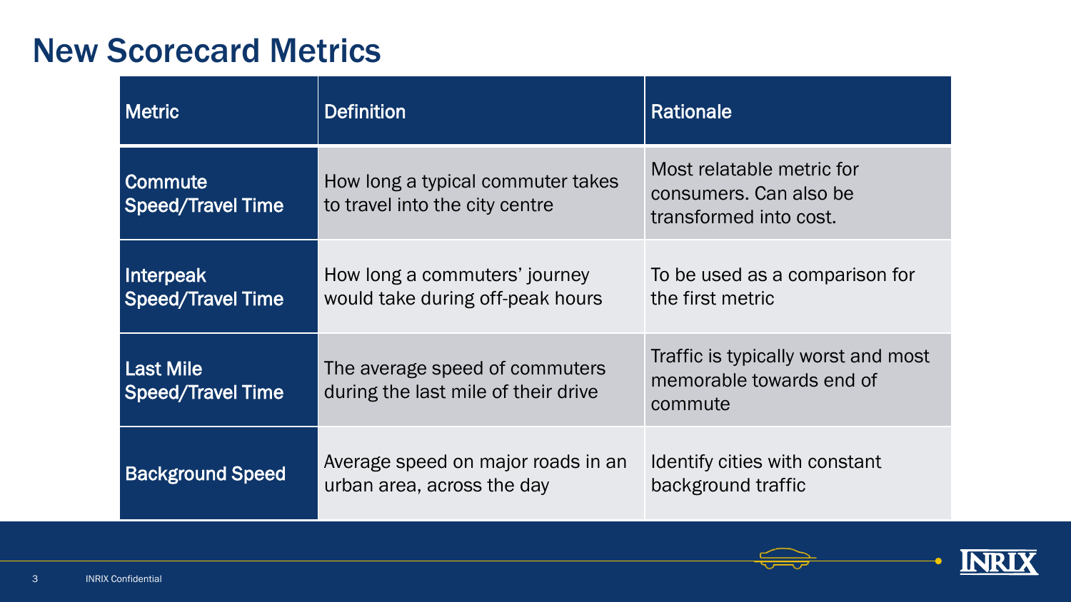# New Scorecard Metrics

| Metric | Definition | Rationale |
| --- | --- | --- |
| **Commute Speed/Travel Time** | How long a typical commuter takes to travel into the city centre | Most relatable metric for consumers. Can also be transformed into cost. |
| **Interpeak Speed/Travel Time** | How long a commuters' journey would take during off-peak hours | To be used as a comparison for the first metric |
| **Last Mile Speed/Travel Time** | The average speed of commuters during the last mile of their drive | Traffic is typically worst and most memorable towards end of commute |
| **Background Speed** | Average speed on major roads in an urban area, across the day | Identify cities with constant background traffic |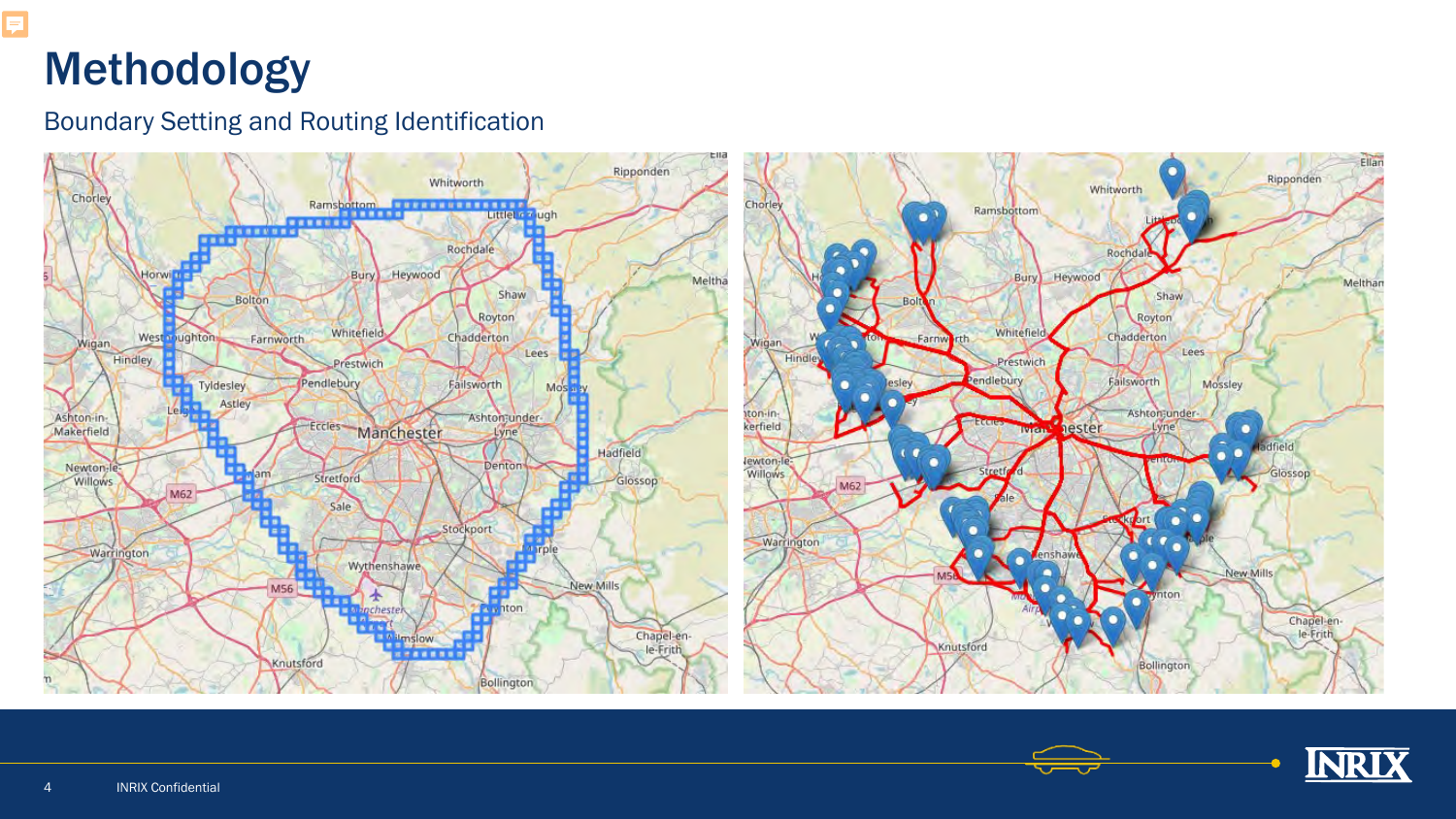# Methodology

## Boundary Setting and Routing Identification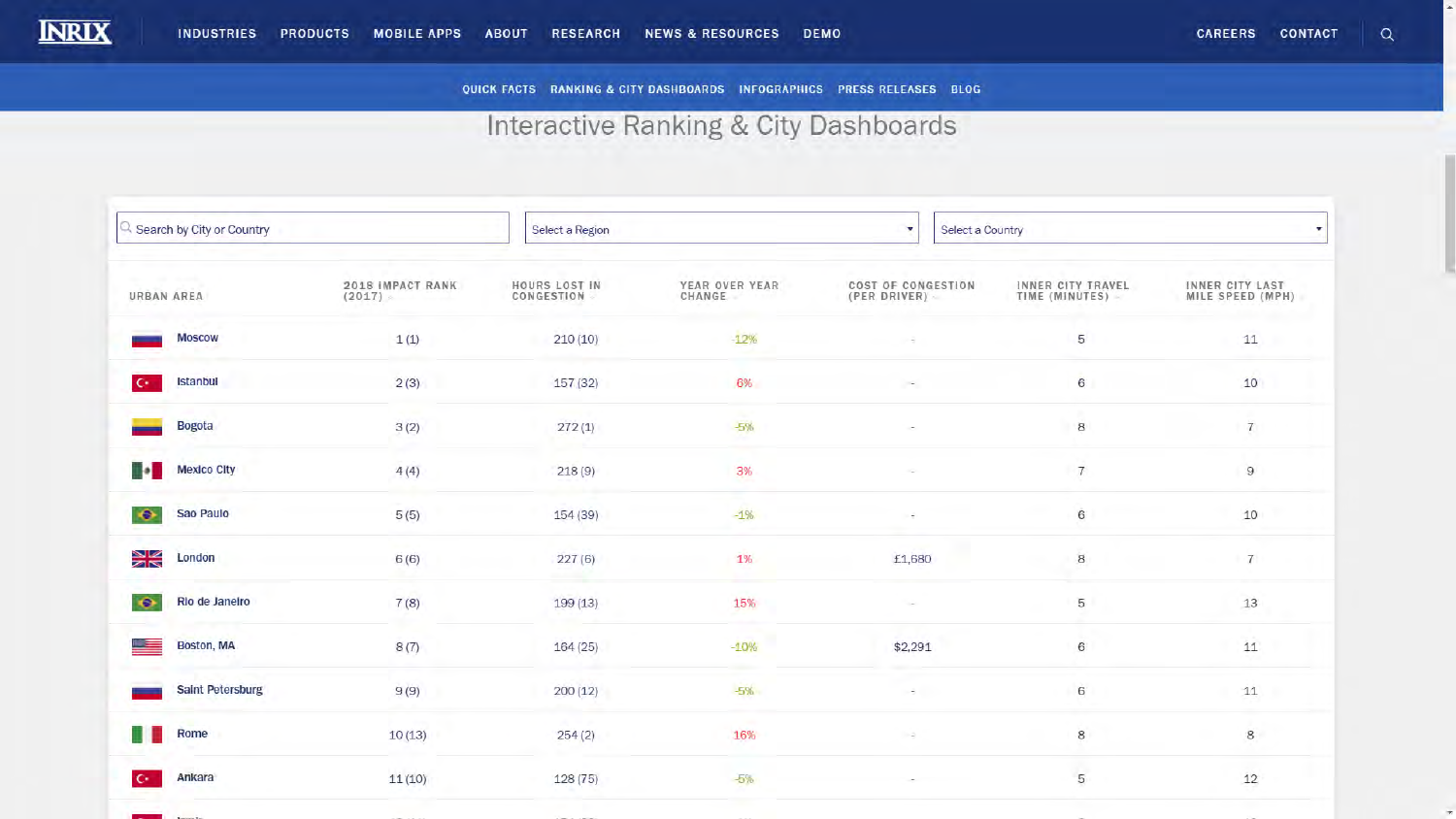INRIX | INDUSTRIES | PRODUCTS | MOBILE APPS | ABOUT | RESEARCH | NEWS & RESOURCES | DEMO | CAREERS | CONTACT

QUICK FACTS | RANKING & CITY DASHBOARDS | INFOGRAPHICS | PRESS RELEASES | BLOG

# Interactive Ranking & City Dashboards

Search by City or Country | Select a Region | Select a Country

| URBAN AREA | 2018 IMPACT RANK (2017) | HOURS LOST IN CONGESTION | YEAR OVER YEAR CHANGE | COST OF CONGESTION (PER DRIVER) | INNER CITY TRAVEL TIME (MINUTES) | INNER CITY LAST MILE SPEED (MPH) |
|---|---|---|---|---|---|---|
| Moscow | 1 (1) | 210 (10) | -12% | - | 5 | 11 |
| Istanbul | 2 (3) | 157 (32) | 6% | - | 6 | 10 |
| Bogota | 3 (2) | 272 (1) | -5% | - | 8 | 7 |
| Mexico City | 4 (4) | 218 (9) | 3% | - | 7 | 9 |
| Sao Paulo | 5 (5) | 154 (39) | -1% | - | 6 | 10 |
| London | 6 (6) | 227 (6) | 1% | £1,680 | 8 | 7 |
| Rio de Janeiro | 7 (8) | 199 (13) | 15% | - | 5 | 13 |
| Boston, MA | 8 (7) | 164 (25) | -10% | $2,291 | 6 | 11 |
| Saint Petersburg | 9 (9) | 200 (12) | -5% | - | 6 | 11 |
| Rome | 10 (13) | 254 (2) | 16% | - | 8 | 8 |
| Ankara | 11 (10) | 128 (75) | -5% | - | 5 | 12 |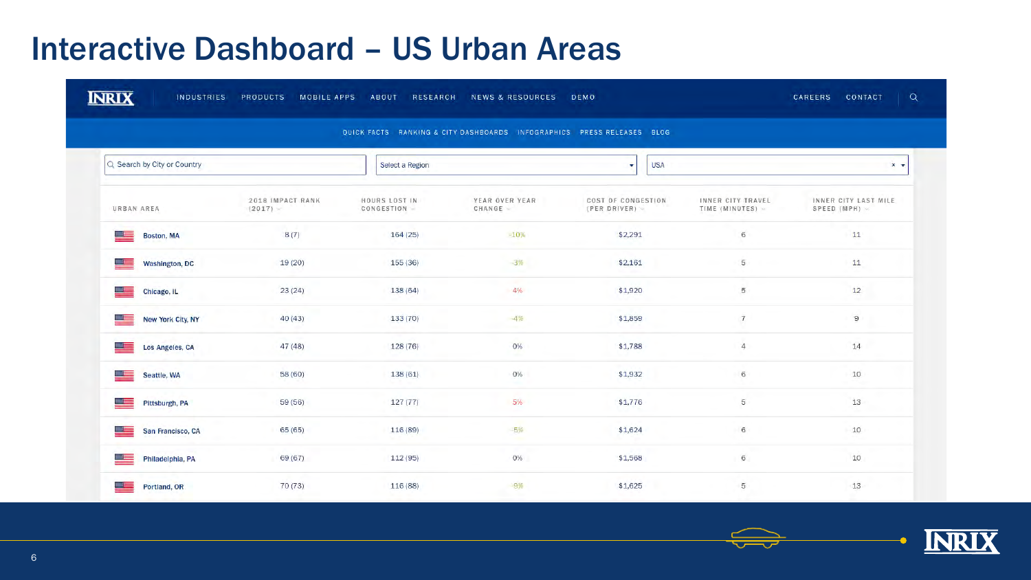# Interactive Dashboard – US Urban Areas

INDUSTRIES PRODUCTS MOBILE APPS ABOUT RESEARCH NEWS & RESOURCES DEMO CAREERS CONTACT

QUICK FACTS RANKING & CITY DASHBOARDS INFOGRAPHICS PRESS RELEASES BLOG

Search by City or Country | Select a Region | USA

| URBAN AREA | 2018 IMPACT RANK (2017) | HOURS LOST IN CONGESTION | YEAR OVER YEAR CHANGE | COST OF CONGESTION (PER DRIVER) | INNER CITY TRAVEL TIME (MINUTES) | INNER CITY LAST MILE SPEED (MPH) |
|---|---|---|---|---|---|---|
| Boston, MA | 8 (7) | 164 (25) | -10% | $2,291 | 6 | 11 |
| Washington, DC | 19 (20) | 155 (36) | -3% | $2,161 | 5 | 11 |
| Chicago, IL | 23 (24) | 138 (64) | 4% | $1,920 | 5 | 12 |
| New York City, NY | 40 (43) | 133 (70) | -4% | $1,859 | 7 | 9 |
| Los Angeles, CA | 47 (48) | 128 (76) | 0% | $1,788 | 4 | 14 |
| Seattle, WA | 58 (60) | 138 (61) | 0% | $1,932 | 6 | 10 |
| Pittsburgh, PA | 59 (56) | 127 (77) | 5% | $1,776 | 5 | 13 |
| San Francisco, CA | 65 (65) | 116 (89) | -5% | $1,624 | 6 | 10 |
| Philadelphia, PA | 69 (67) | 112 (95) | 0% | $1,568 | 6 | 10 |
| Portland, OR | 70 (73) | 116 (88) | -8% | $1,625 | 5 | 13 |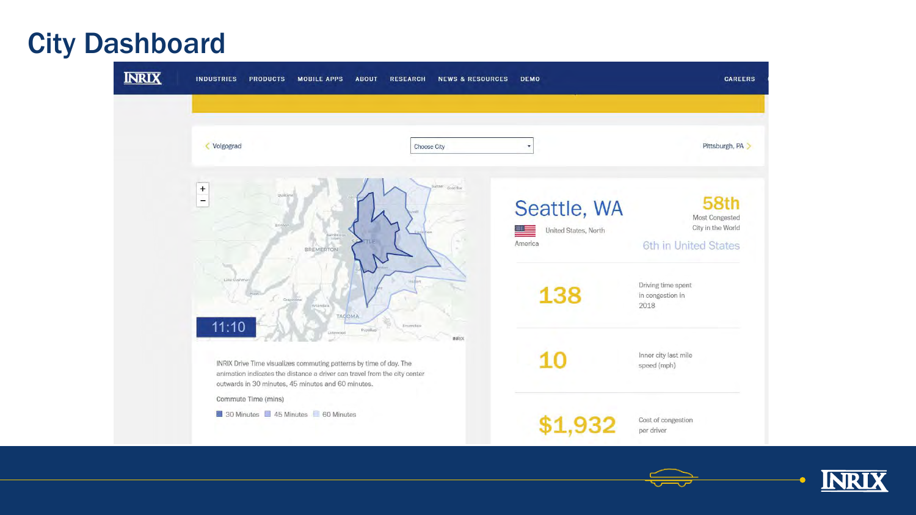# City Dashboard

INDUSTRIES PRODUCTS MOBILE APPS ABOUT RESEARCH NEWS & RESOURCES DEMO CAREERS

< Volgograd | Choose City | Pittsburgh, PA >

11:10

INRIX Drive Time visualizes commuting patterns by time of day. The animation indicates the distance a driver can travel from the city center outwards in 30 minutes, 45 minutes and 60 minutes.

Commute Time (mins)

- 30 Minutes
- 45 Minutes
- 60 Minutes

## Seattle, WA

United States, North America

**58th** Most Congested City in the World

6th in United States

**138** Driving time spent in congestion in 2018

**10** Inner city last mile speed (mph)

**$1,932** Cost of congestion per driver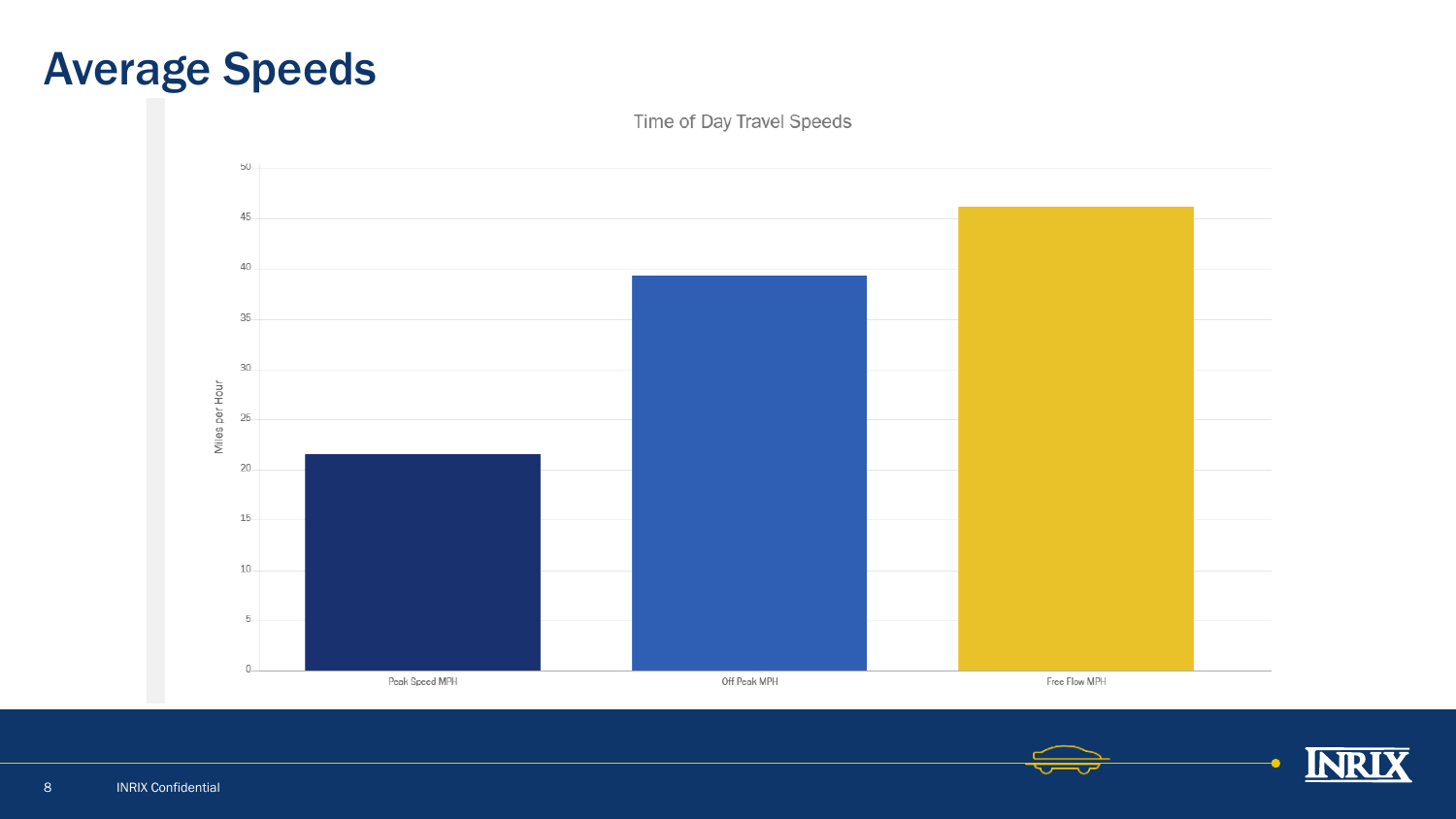# Average Speeds

Time of Day Travel Speeds

Miles per Hour

50
45
40
35
30
25
20
15
10
5
0

Peak Speed MPH

Off Peak MPH

Free Flow MPH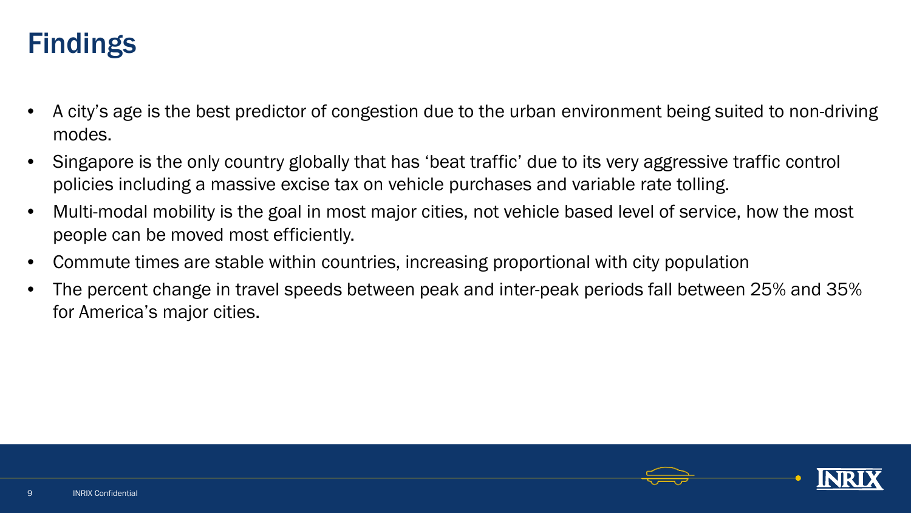# Findings

- A city's age is the best predictor of congestion due to the urban environment being suited to non-driving modes.
- Singapore is the only country globally that has 'beat traffic' due to its very aggressive traffic control policies including a massive excise tax on vehicle purchases and variable rate tolling.
- Multi-modal mobility is the goal in most major cities, not vehicle based level of service, how the most people can be moved most efficiently.
- Commute times are stable within countries, increasing proportional with city population
- The percent change in travel speeds between peak and inter-peak periods fall between 25% and 35% for America's major cities.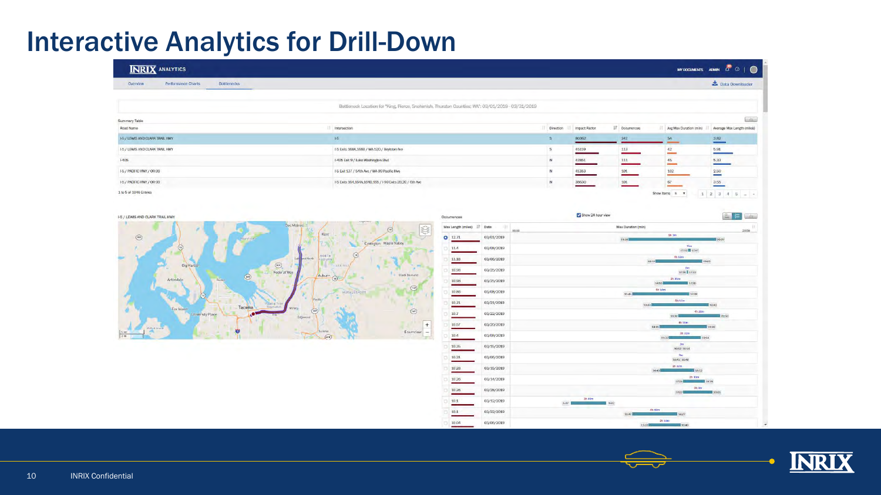# Interactive Analytics for Drill-Down

INRIX ANALYTICS

Overview | Performance Charts | Bottlenecks

Bottleneck Location for "King, Pierce, Snohomish, Thurston Counties: WA": 03/01/2019 - 03/31/2019

Summary Table

| Road Name | Intersection | Direction | Impact Factor | Occurrences | Avg Max Duration (min) | Average Max Length (miles) |
|---|---|---|---|---|---|---|
| I-5 / LEWIS AND CLARK TRAIL HWY | I-5 | S | 80062 | 242 | 54 | 3.82 |
| I-5 / LEWIS AND CLARK TRAIL HWY | I-5 Exits 168A,168B / WA-520 / Boylston Ave | S | 45159 | 113 | 42 | 5.91 |
| I-405 | I-405 Exit 9 / Lake Washington Blvd | N | 42851 | 111 | 45 | 5.33 |
| I-5 / PACIFIC HWY / OR-99 | I-5 Exit 137 / 54th Ave / WA-99 Pacific Hwy | N | 41383 | 101 | 102 | 2.50 |
| I-5 / PACIFIC HWY / OR-99 | I-5 Exits 164,164A,164B,165 / I-90 Exits 2B,2C / 6th Ave | N | 38630 | 101 | 67 | 3.55 |

1 to 5 of 1046 Entries

I-5 / LEWIS AND CLARK TRAIL HWY

Occurrences

Show 24-hour view

| Max Length (miles) | Date |
|---|---|
| 12.71 | 03/01/2019 |
| 11.4 | 03/08/2019 |
| 11.18 | 03/06/2019 |
| 10.98 | 03/29/2019 |
| 10.98 | 03/25/2019 |
| 10.86 | 03/08/2019 |
| 10.71 | 03/21/2019 |
| 10.7 | 03/22/2019 |
| 10.57 | 03/20/2019 |
| 10.4 | 03/09/2019 |
| 10.35 | 03/15/2019 |
| 10.31 | 03/06/2019 |
| 10.28 | 03/15/2019 |
| 10.26 | 03/14/2019 |
| 10.26 | 03/28/2019 |
| 10.1 | 03/12/2019 |
| 10.1 | 03/22/2019 |
| 10.04 | 03/06/2019 |

INRIX Confidential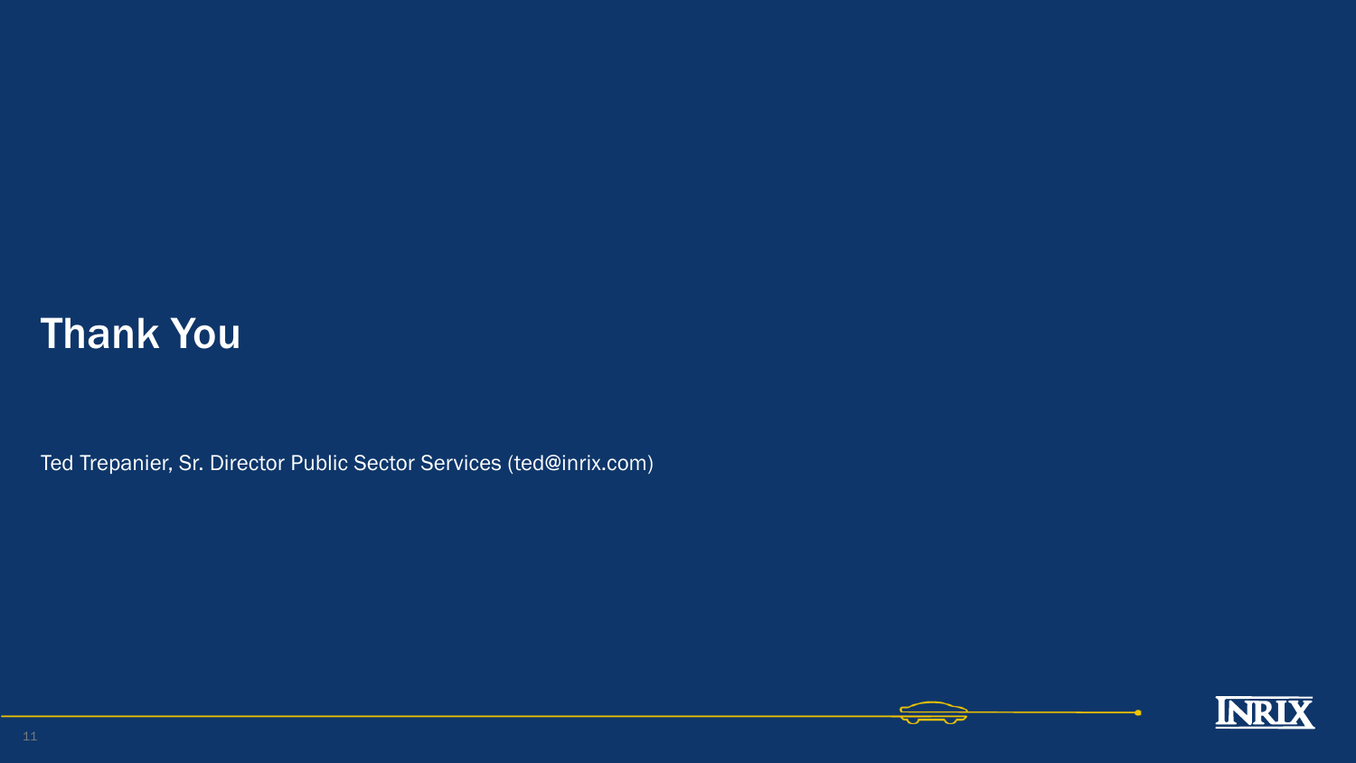# Thank You

Ted Trepanier, Sr. Director Public Sector Services (ted@inrix.com)